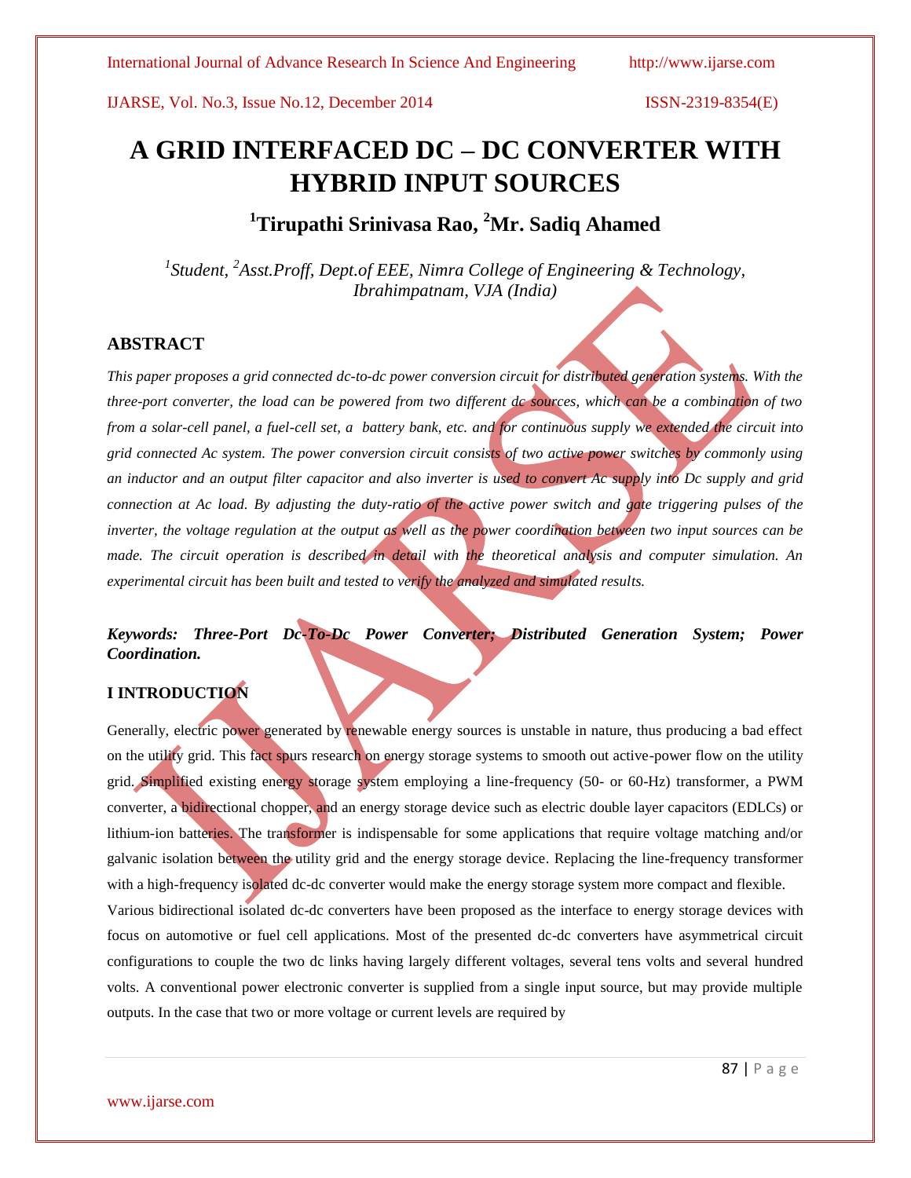# A GRID INTERFACED DC – DC CONVERTER WITH HYBRID INPUT SOURCES

## [1]Tirupathi Srinivasa Rao, [2]Mr. Sadiq Ahamed

*[1]Student, [2]Asst.Proff, Dept.of EEE, Nimra College of Engineering & Technology, Ibrahimpatnam, VJA (India)*

## ABSTRACT

*This paper proposes a grid connected dc-to-dc power conversion circuit for distributed generation systems. With the three-port converter, the load can be powered from two different dc sources, which can be a combination of two from a solar-cell panel, a fuel-cell set, a battery bank, etc. and for continuous supply we extended the circuit into grid connected Ac system. The power conversion circuit consists of two active power switches by commonly using an inductor and an output filter capacitor and also inverter is used to convert Ac supply into Dc supply and grid connection at Ac load. By adjusting the duty-ratio of the active power switch and gate triggering pulses of the inverter, the voltage regulation at the output as well as the power coordination between two input sources can be made. The circuit operation is described in detail with the theoretical analysis and computer simulation. An experimental circuit has been built and tested to verify the analyzed and simulated results.*

***Keywords: Three-Port Dc-To-Dc Power Converter; Distributed Generation System; Power Coordination.***

## I INTRODUCTION

Generally, electric power generated by renewable energy sources is unstable in nature, thus producing a bad effect on the utility grid. This fact spurs research on energy storage systems to smooth out active-power flow on the utility grid. Simplified existing energy storage system employing a line-frequency (50- or 60-Hz) transformer, a PWM converter, a bidirectional chopper, and an energy storage device such as electric double layer capacitors (EDLCs) or lithium-ion batteries. The transformer is indispensable for some applications that require voltage matching and/or galvanic isolation between the utility grid and the energy storage device. Replacing the line-frequency transformer with a high-frequency isolated dc-dc converter would make the energy storage system more compact and flexible.

Various bidirectional isolated dc-dc converters have been proposed as the interface to energy storage devices with focus on automotive or fuel cell applications. Most of the presented dc-dc converters have asymmetrical circuit configurations to couple the two dc links having largely different voltages, several tens volts and several hundred volts. A conventional power electronic converter is supplied from a single input source, but may provide multiple outputs. In the case that two or more voltage or current levels are required by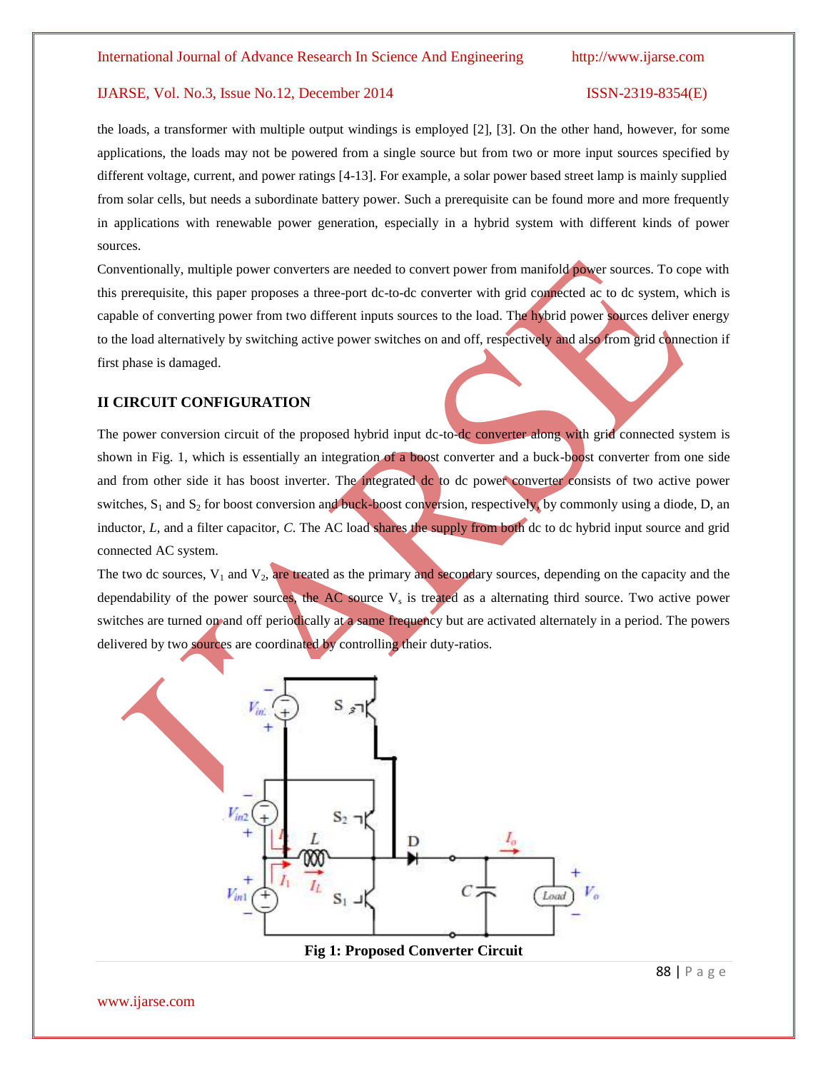the loads, a transformer with multiple output windings is employed [2], [3]. On the other hand, however, for some applications, the loads may not be powered from a single source but from two or more input sources specified by different voltage, current, and power ratings [4-13]. For example, a solar power based street lamp is mainly supplied from solar cells, but needs a subordinate battery power. Such a prerequisite can be found more and more frequently in applications with renewable power generation, especially in a hybrid system with different kinds of power sources.

Conventionally, multiple power converters are needed to convert power from manifold power sources. To cope with this prerequisite, this paper proposes a three-port dc-to-dc converter with grid connected ac to dc system, which is capable of converting power from two different inputs sources to the load. The hybrid power sources deliver energy to the load alternatively by switching active power switches on and off, respectively and also from grid connection if first phase is damaged.

## II CIRCUIT CONFIGURATION

The power conversion circuit of the proposed hybrid input dc-to-dc converter along with grid connected system is shown in Fig. 1, which is essentially an integration of a boost converter and a buck-boost converter from one side and from other side it has boost inverter. The integrated dc to dc power converter consists of two active power switches, $S_1$ and $S_2$ for boost conversion and buck-boost conversion, respectively, by commonly using a diode, D, an inductor, *L*, and a filter capacitor, *C*. The AC load shares the supply from both dc to dc hybrid input source and grid connected AC system.

The two dc sources, $V_1$ and $V_2$, are treated as the primary and secondary sources, depending on the capacity and the dependability of the power sources, the AC source $V_s$ is treated as a alternating third source. Two active power switches are turned on and off periodically at a same frequency but are activated alternately in a period. The powers delivered by two sources are coordinated by controlling their duty-ratios.

**Fig 1: Proposed Converter Circuit**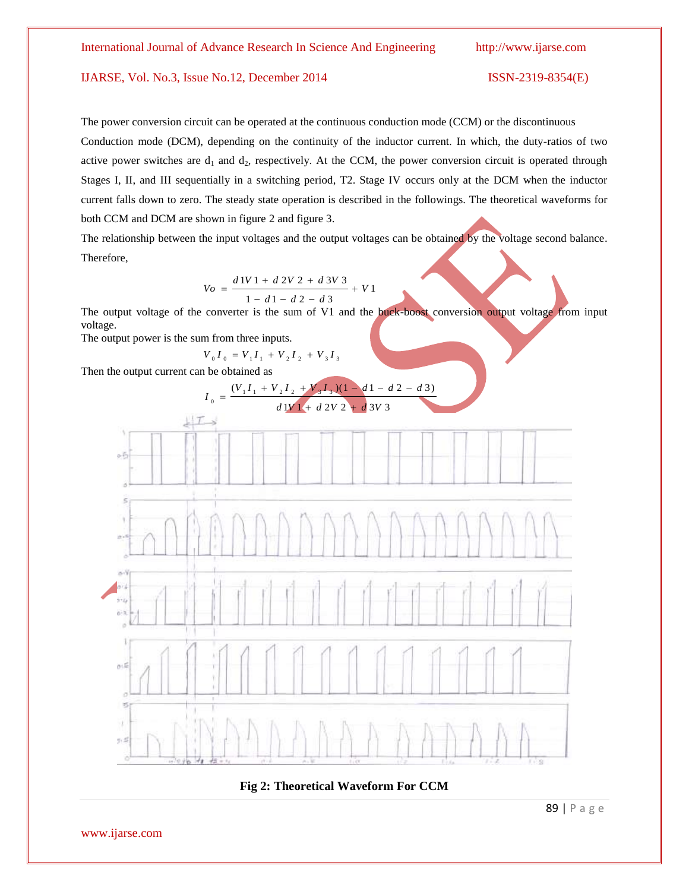The power conversion circuit can be operated at the continuous conduction mode (CCM) or the discontinuous Conduction mode (DCM), depending on the continuity of the inductor current. In which, the duty-ratios of two active power switches are $d_1$ and $d_2$, respectively. At the CCM, the power conversion circuit is operated through Stages I, II, and III sequentially in a switching period, T2. Stage IV occurs only at the DCM when the inductor current falls down to zero. The steady state operation is described in the followings. The theoretical waveforms for both CCM and DCM are shown in figure 2 and figure 3.

The relationship between the input voltages and the output voltages can be obtained by the voltage second balance. Therefore,

$$Vo = \frac{d1V1 + d2V2 + d3V3}{1 - d1 - d2 - d3} + V1$$

The output voltage of the converter is the sum of V1 and the buck-boost conversion output voltage from input voltage.

The output power is the sum from three inputs.

$$V_0 I_0 = V_1 I_1 + V_2 I_2 + V_3 I_3$$

Then the output current can be obtained as

$$I_0 = \frac{(V_1 I_1 + V_2 I_2 + V_3 I_3)(1 - d1 - d2 - d3)}{d1V1 + d2V2 + d3V3}$$

**Fig 2: Theoretical Waveform For CCM**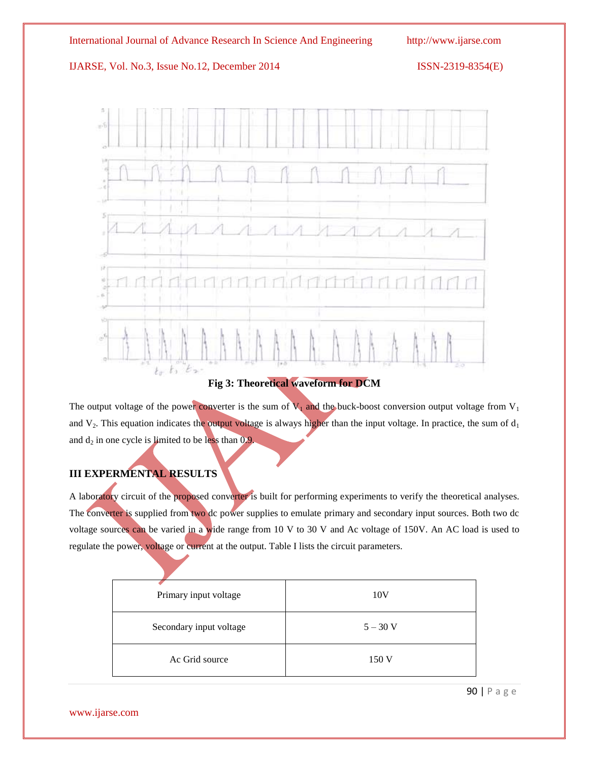**Fig 3: Theoretical waveform for DCM**

The output voltage of the power converter is the sum of $V_1$ and the buck-boost conversion output voltage from $V_1$ and $V_2$. This equation indicates the output voltage is always higher than the input voltage. In practice, the sum of $d_1$ and $d_2$ in one cycle is limited to be less than 0.9.

## III EXPERMENTAL RESULTS

A laboratory circuit of the proposed converter is built for performing experiments to verify the theoretical analyses. The converter is supplied from two dc power supplies to emulate primary and secondary input sources. Both two dc voltage sources can be varied in a wide range from 10 V to 30 V and Ac voltage of 150V. An AC load is used to regulate the power, voltage or current at the output. Table I lists the circuit parameters.

| | |
|---|---|
| Primary input voltage | 10V |
| Secondary input voltage | 5 – 30 V |
| Ac Grid source | 150 V |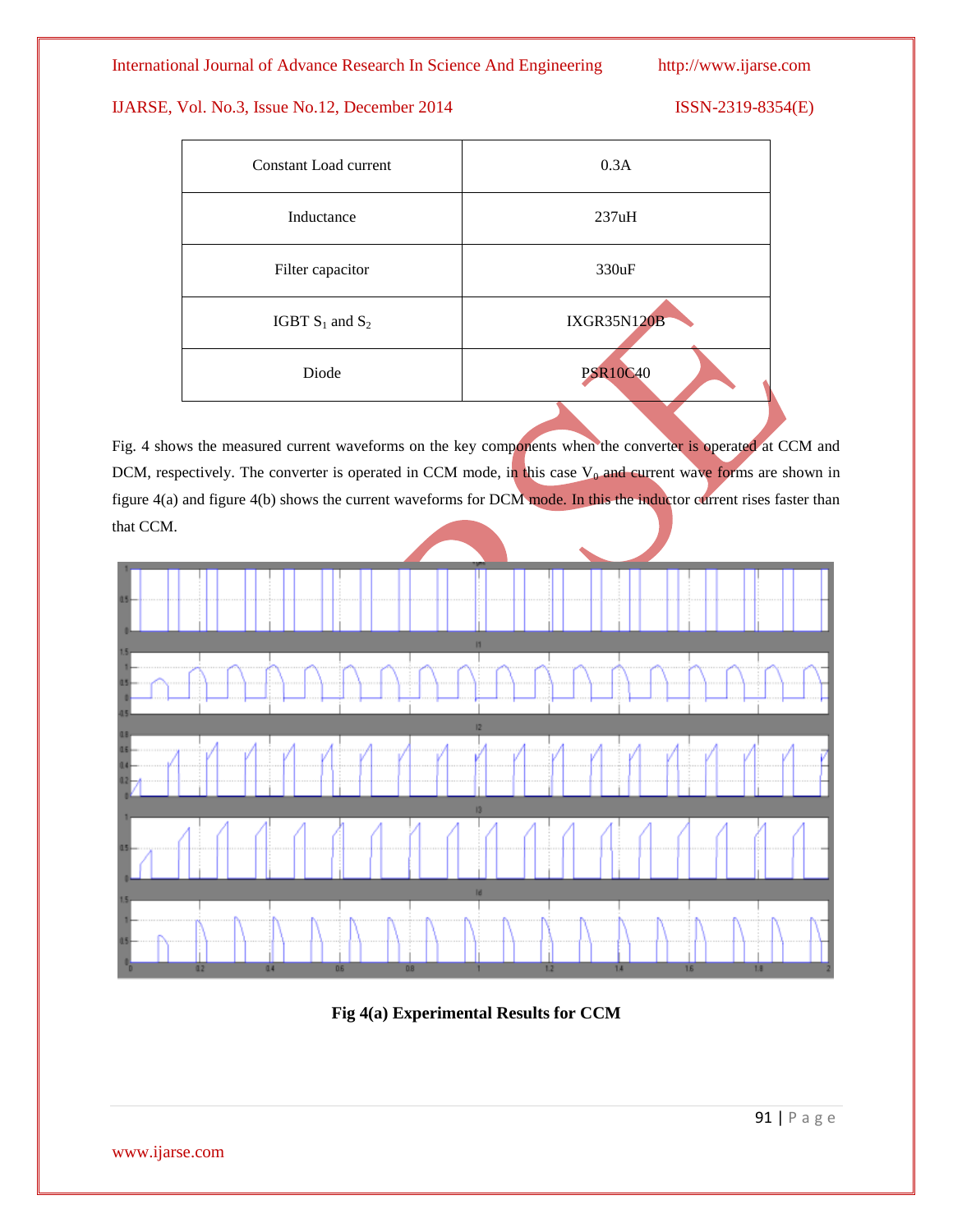| Constant Load current | 0.3A |
|---|---|
| Inductance | 237uH |
| Filter capacitor | 330uF |
| IGBT $S_1$ and $S_2$ | IXGR35N120B |
| Diode | PSR10C40 |

Fig. 4 shows the measured current waveforms on the key components when the converter is operated at CCM and DCM, respectively. The converter is operated in CCM mode, in this case $V_0$ and current wave forms are shown in figure 4(a) and figure 4(b) shows the current waveforms for DCM mode. In this the inductor current rises faster than that CCM.

**Fig 4(a) Experimental Results for CCM**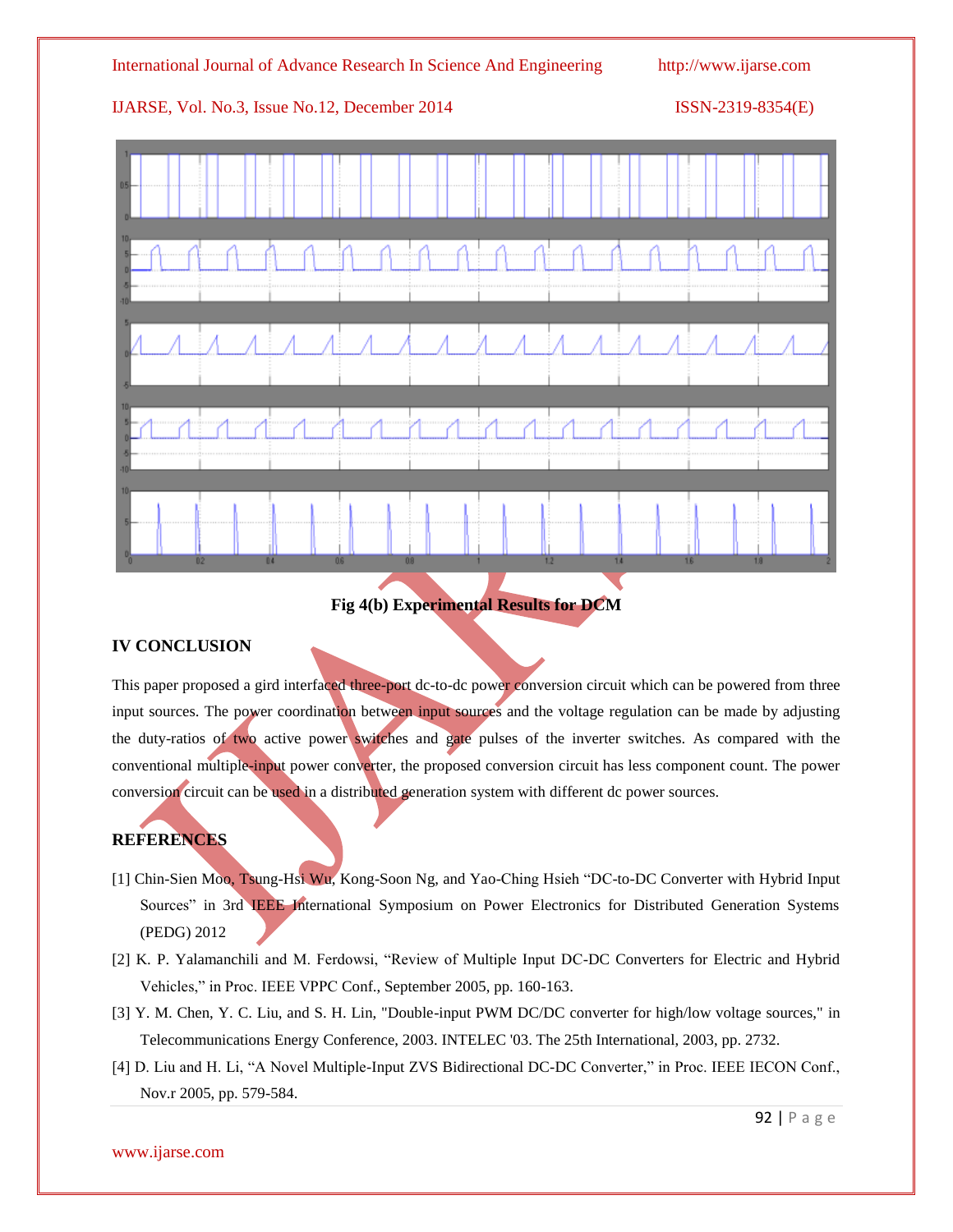Fig 4(b) Experimental Results for DCM

## IV CONCLUSION

This paper proposed a gird interfaced three-port dc-to-dc power conversion circuit which can be powered from three input sources. The power coordination between input sources and the voltage regulation can be made by adjusting the duty-ratios of two active power switches and gate pulses of the inverter switches. As compared with the conventional multiple-input power converter, the proposed conversion circuit has less component count. The power conversion circuit can be used in a distributed generation system with different dc power sources.

## REFERENCES

[1] Chin-Sien Moo, Tsung-Hsi Wu, Kong-Soon Ng, and Yao-Ching Hsieh "DC-to-DC Converter with Hybrid Input Sources" in 3rd IEEE International Symposium on Power Electronics for Distributed Generation Systems (PEDG) 2012

[2] K. P. Yalamanchili and M. Ferdowsi, "Review of Multiple Input DC-DC Converters for Electric and Hybrid Vehicles," in Proc. IEEE VPPC Conf., September 2005, pp. 160-163.

[3] Y. M. Chen, Y. C. Liu, and S. H. Lin, "Double-input PWM DC/DC converter for high/low voltage sources," in Telecommunications Energy Conference, 2003. INTELEC '03. The 25th International, 2003, pp. 2732.

[4] D. Liu and H. Li, "A Novel Multiple-Input ZVS Bidirectional DC-DC Converter," in Proc. IEEE IECON Conf., Nov.r 2005, pp. 579-584.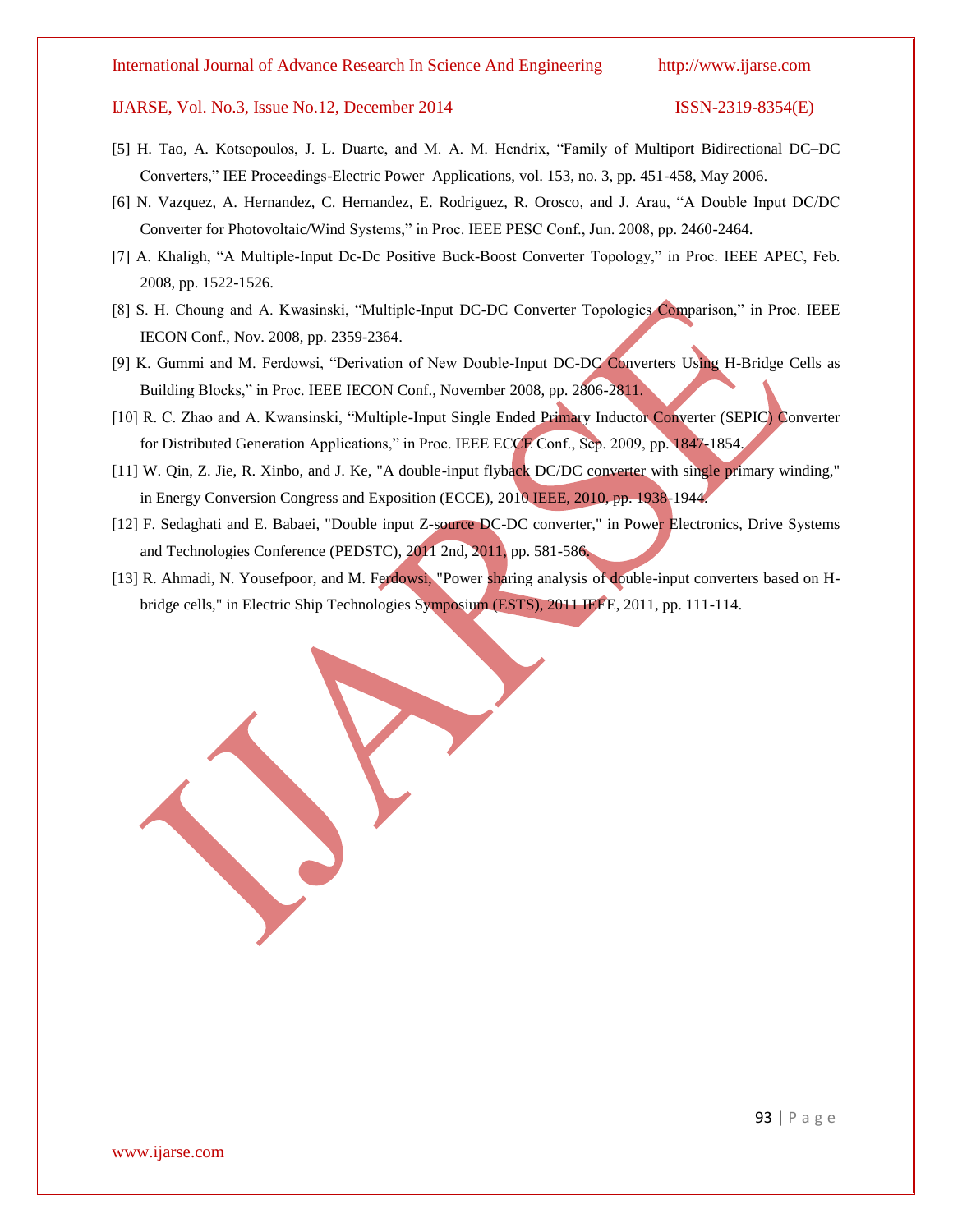[5] H. Tao, A. Kotsopoulos, J. L. Duarte, and M. A. M. Hendrix, “Family of Multiport Bidirectional DC–DC Converters,” IEE Proceedings-Electric Power Applications, vol. 153, no. 3, pp. 451-458, May 2006.

[6] N. Vazquez, A. Hernandez, C. Hernandez, E. Rodriguez, R. Orosco, and J. Arau, “A Double Input DC/DC Converter for Photovoltaic/Wind Systems,” in Proc. IEEE PESC Conf., Jun. 2008, pp. 2460-2464.

[7] A. Khaligh, “A Multiple-Input Dc-Dc Positive Buck-Boost Converter Topology,” in Proc. IEEE APEC, Feb. 2008, pp. 1522-1526.

[8] S. H. Choung and A. Kwasinski, “Multiple-Input DC-DC Converter Topologies Comparison,” in Proc. IEEE IECON Conf., Nov. 2008, pp. 2359-2364.

[9] K. Gummi and M. Ferdowsi, “Derivation of New Double-Input DC-DC Converters Using H-Bridge Cells as Building Blocks,” in Proc. IEEE IECON Conf., November 2008, pp. 2806-2811.

[10] R. C. Zhao and A. Kwansinski, “Multiple-Input Single Ended Primary Inductor Converter (SEPIC) Converter for Distributed Generation Applications,” in Proc. IEEE ECCE Conf., Sep. 2009, pp. 1847-1854.

[11] W. Qin, Z. Jie, R. Xinbo, and J. Ke, "A double-input flyback DC/DC converter with single primary winding," in Energy Conversion Congress and Exposition (ECCE), 2010 IEEE, 2010, pp. 1938-1944.

[12] F. Sedaghati and E. Babaei, "Double input Z-source DC-DC converter," in Power Electronics, Drive Systems and Technologies Conference (PEDSTC), 2011 2nd, 2011, pp. 581-586.

[13] R. Ahmadi, N. Yousefpoor, and M. Ferdowsi, "Power sharing analysis of double-input converters based on H-bridge cells," in Electric Ship Technologies Symposium (ESTS), 2011 IEEE, 2011, pp. 111-114.